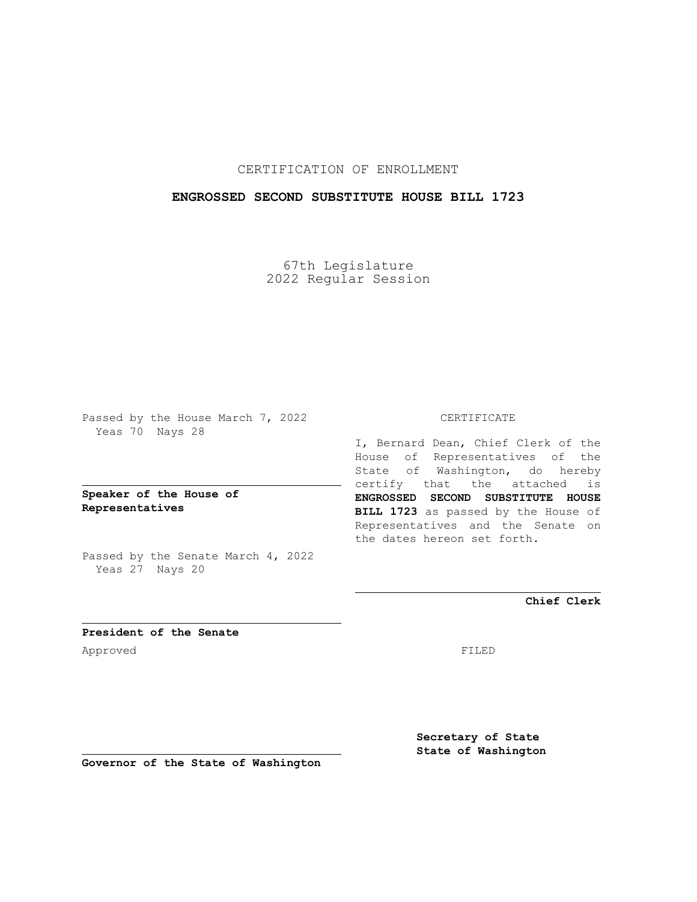CERTIFICATION OF ENROLLMENT

**ENGROSSED SECOND SUBSTITUTE HOUSE BILL 1723**

67th Legislature
2022 Regular Session

Passed by the House March 7, 2022
Yeas 70 Nays 28

**Speaker of the House of Representatives**

Passed by the Senate March 4, 2022
Yeas 27 Nays 20

**President of the Senate**

Approved

**Governor of the State of Washington**

CERTIFICATE

I, Bernard Dean, Chief Clerk of the House of Representatives of the State of Washington, do hereby certify that the attached is **ENGROSSED SECOND SUBSTITUTE HOUSE BILL 1723** as passed by the House of Representatives and the Senate on the dates hereon set forth.

**Chief Clerk**

FILED

**Secretary of State**
**State of Washington**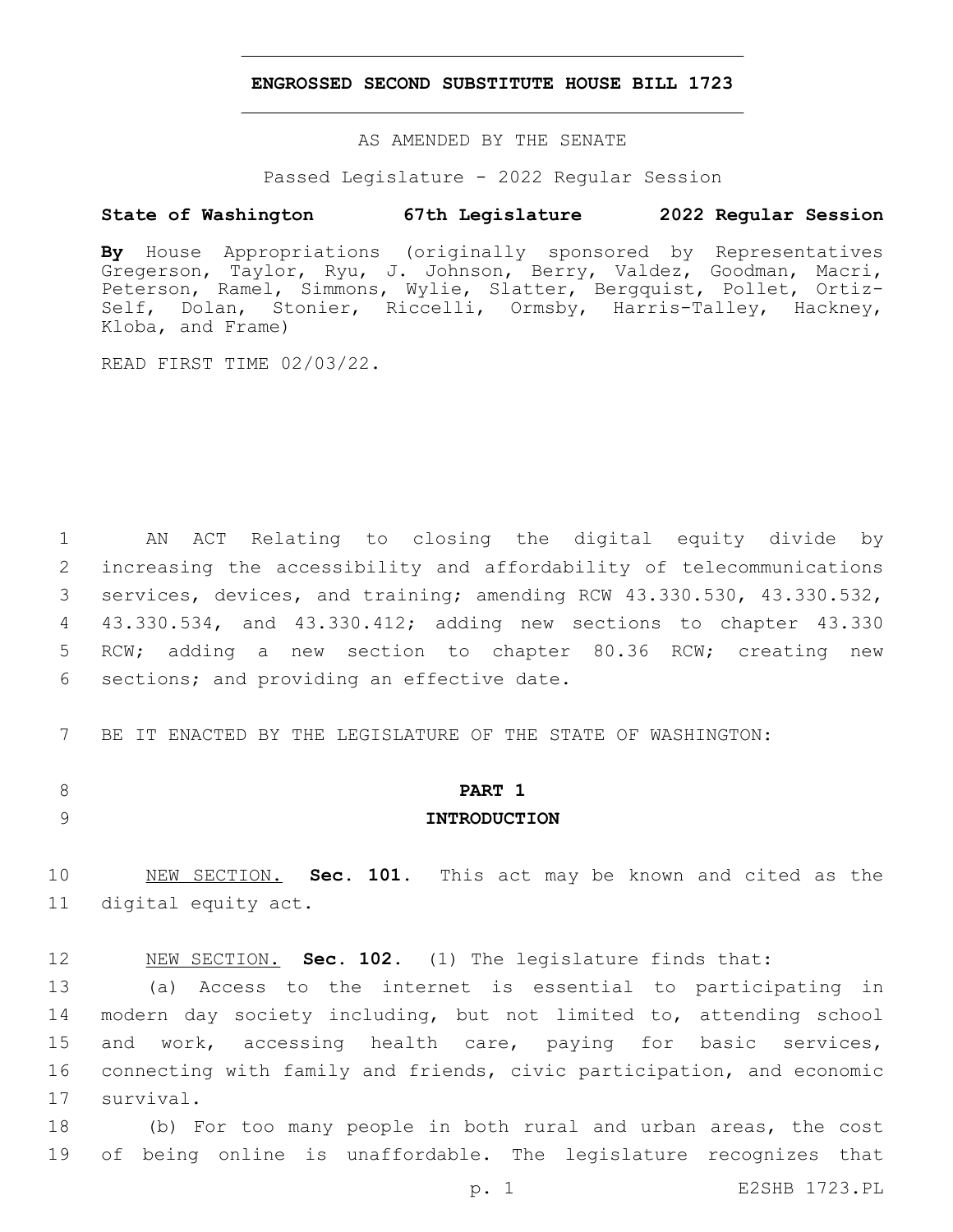**ENGROSSED SECOND SUBSTITUTE HOUSE BILL 1723**

AS AMENDED BY THE SENATE

Passed Legislature - 2022 Regular Session

**State of Washington 67th Legislature 2022 Regular Session**

**By** House Appropriations (originally sponsored by Representatives Gregerson, Taylor, Ryu, J. Johnson, Berry, Valdez, Goodman, Macri, Peterson, Ramel, Simmons, Wylie, Slatter, Bergquist, Pollet, Ortiz-Self, Dolan, Stonier, Riccelli, Ormsby, Harris-Talley, Hackney, Kloba, and Frame)

READ FIRST TIME 02/03/22.

AN ACT Relating to closing the digital equity divide by increasing the accessibility and affordability of telecommunications services, devices, and training; amending RCW 43.330.530, 43.330.532, 43.330.534, and 43.330.412; adding new sections to chapter 43.330 RCW; adding a new section to chapter 80.36 RCW; creating new sections; and providing an effective date.

BE IT ENACTED BY THE LEGISLATURE OF THE STATE OF WASHINGTON:

**PART 1**

**INTRODUCTION**

NEW SECTION. **Sec. 101.** This act may be known and cited as the digital equity act.

NEW SECTION. **Sec. 102.** (1) The legislature finds that:

(a) Access to the internet is essential to participating in modern day society including, but not limited to, attending school and work, accessing health care, paying for basic services, connecting with family and friends, civic participation, and economic survival.

(b) For too many people in both rural and urban areas, the cost of being online is unaffordable. The legislature recognizes that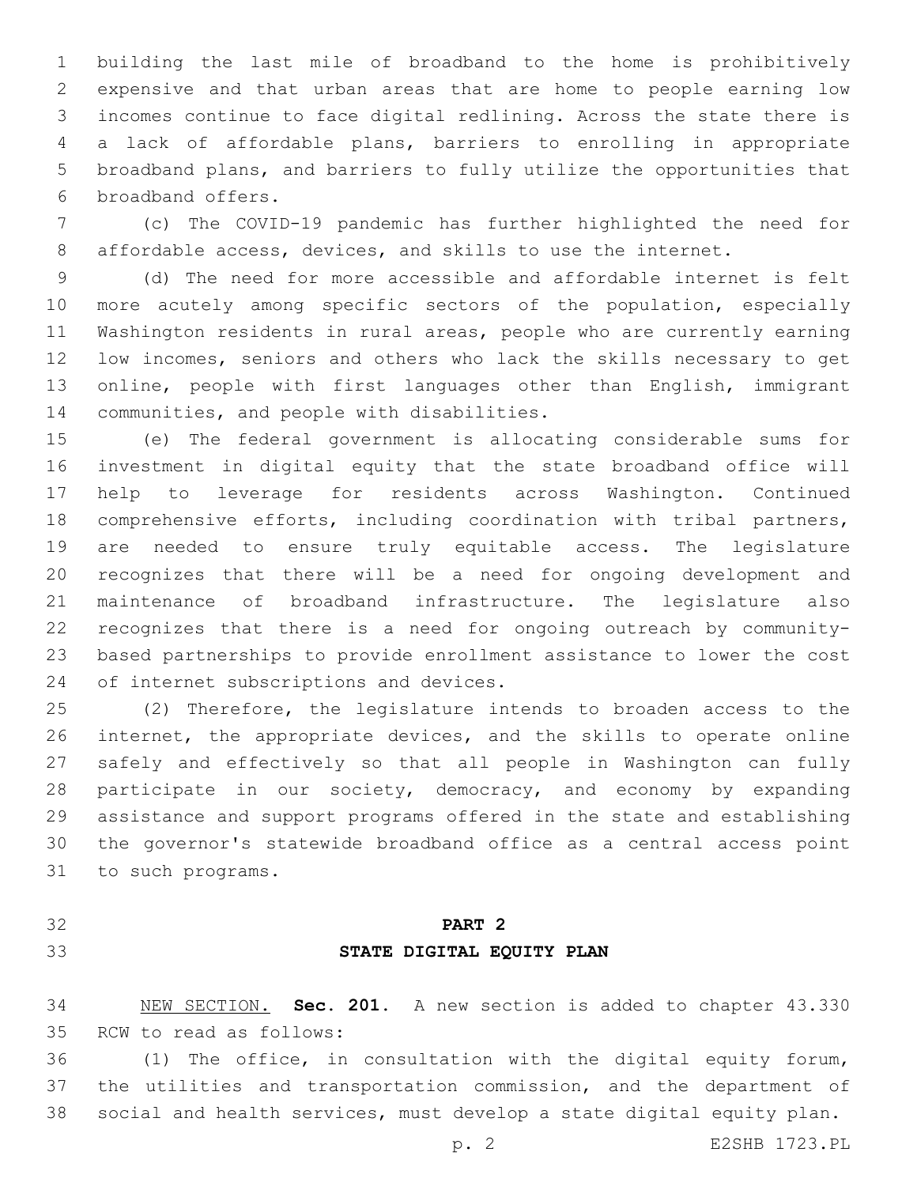building the last mile of broadband to the home is prohibitively expensive and that urban areas that are home to people earning low incomes continue to face digital redlining. Across the state there is a lack of affordable plans, barriers to enrolling in appropriate broadband plans, and barriers to fully utilize the opportunities that broadband offers.

(c) The COVID-19 pandemic has further highlighted the need for affordable access, devices, and skills to use the internet.

(d) The need for more accessible and affordable internet is felt more acutely among specific sectors of the population, especially Washington residents in rural areas, people who are currently earning low incomes, seniors and others who lack the skills necessary to get online, people with first languages other than English, immigrant communities, and people with disabilities.

(e) The federal government is allocating considerable sums for investment in digital equity that the state broadband office will help to leverage for residents across Washington. Continued comprehensive efforts, including coordination with tribal partners, are needed to ensure truly equitable access. The legislature recognizes that there will be a need for ongoing development and maintenance of broadband infrastructure. The legislature also recognizes that there is a need for ongoing outreach by community-based partnerships to provide enrollment assistance to lower the cost of internet subscriptions and devices.

(2) Therefore, the legislature intends to broaden access to the internet, the appropriate devices, and the skills to operate online safely and effectively so that all people in Washington can fully participate in our society, democracy, and economy by expanding assistance and support programs offered in the state and establishing the governor's statewide broadband office as a central access point to such programs.

## PART 2

## STATE DIGITAL EQUITY PLAN

NEW SECTION. **Sec. 201.** A new section is added to chapter 43.330 RCW to read as follows:

(1) The office, in consultation with the digital equity forum, the utilities and transportation commission, and the department of social and health services, must develop a state digital equity plan.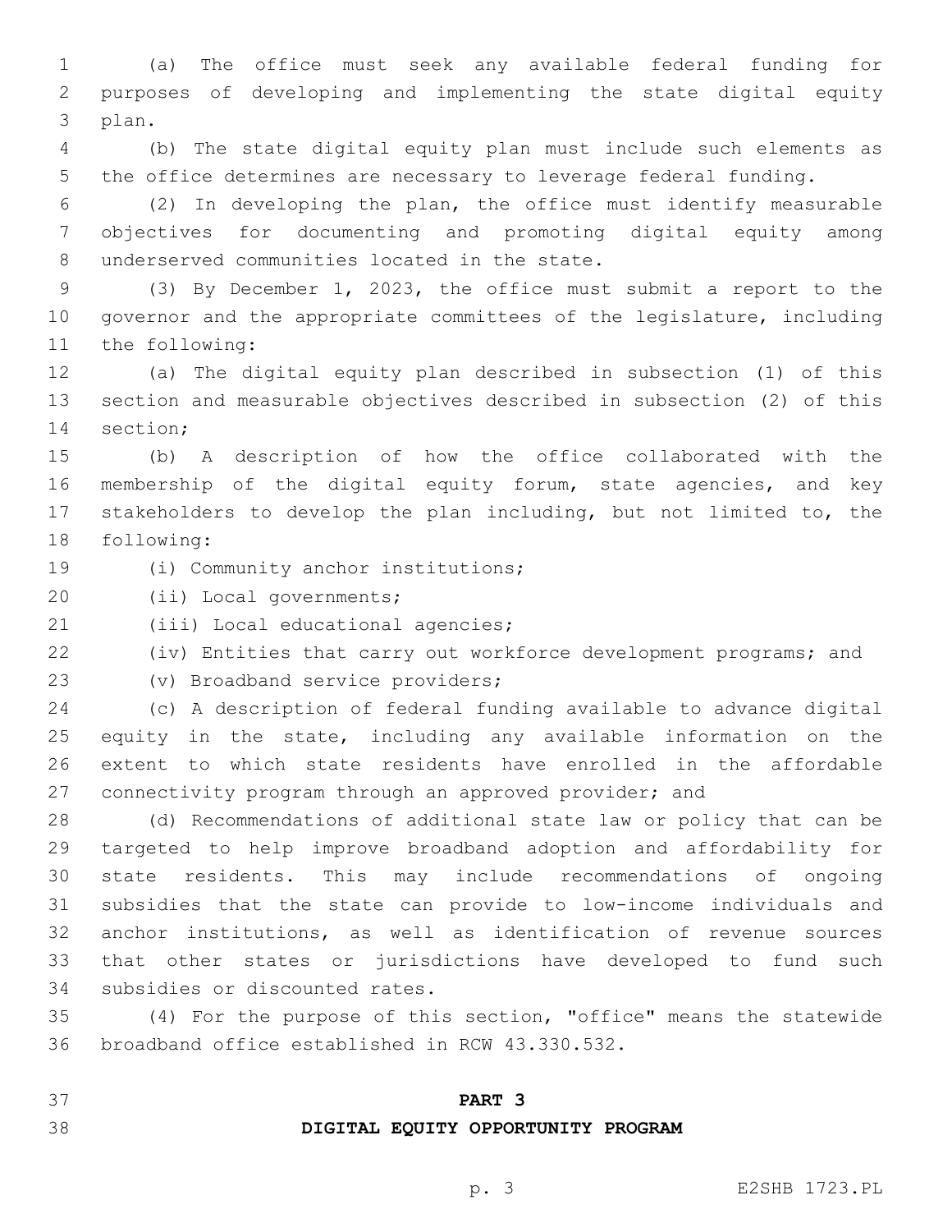(a) The office must seek any available federal funding for purposes of developing and implementing the state digital equity plan.

(b) The state digital equity plan must include such elements as the office determines are necessary to leverage federal funding.

(2) In developing the plan, the office must identify measurable objectives for documenting and promoting digital equity among underserved communities located in the state.

(3) By December 1, 2023, the office must submit a report to the governor and the appropriate committees of the legislature, including the following:

(a) The digital equity plan described in subsection (1) of this section and measurable objectives described in subsection (2) of this section;

(b) A description of how the office collaborated with the membership of the digital equity forum, state agencies, and key stakeholders to develop the plan including, but not limited to, the following:

(i) Community anchor institutions;

(ii) Local governments;

(iii) Local educational agencies;

(iv) Entities that carry out workforce development programs; and

(v) Broadband service providers;

(c) A description of federal funding available to advance digital equity in the state, including any available information on the extent to which state residents have enrolled in the affordable connectivity program through an approved provider; and

(d) Recommendations of additional state law or policy that can be targeted to help improve broadband adoption and affordability for state residents. This may include recommendations of ongoing subsidies that the state can provide to low-income individuals and anchor institutions, as well as identification of revenue sources that other states or jurisdictions have developed to fund such subsidies or discounted rates.

(4) For the purpose of this section, "office" means the statewide broadband office established in RCW 43.330.532.

## PART 3
## DIGITAL EQUITY OPPORTUNITY PROGRAM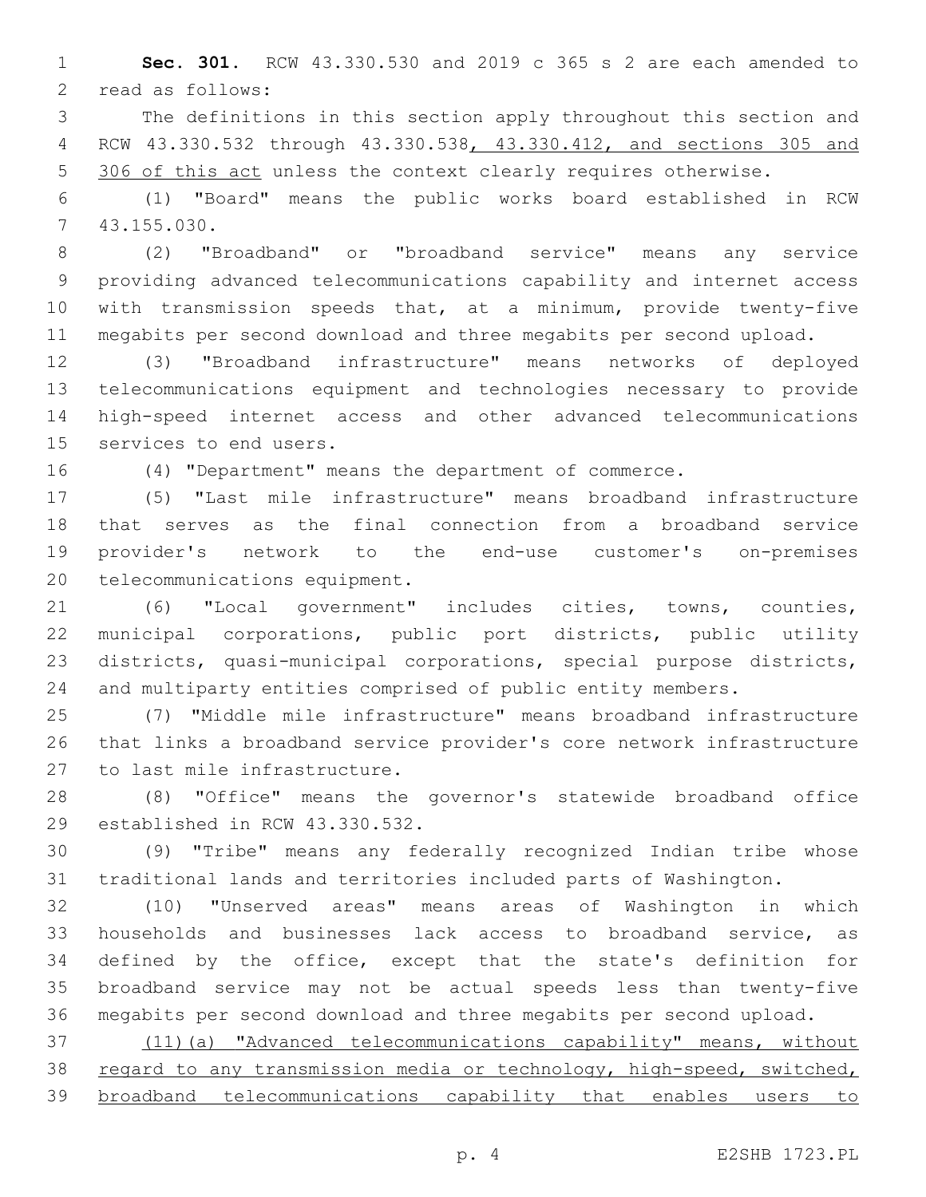**Sec. 301.** RCW 43.330.530 and 2019 c 365 s 2 are each amended to read as follows:

The definitions in this section apply throughout this section and RCW 43.330.532 through 43.330.538<u>, 43.330.412, and sections 305 and 306 of this act</u> unless the context clearly requires otherwise.

(1) "Board" means the public works board established in RCW 43.155.030.

(2) "Broadband" or "broadband service" means any service providing advanced telecommunications capability and internet access with transmission speeds that, at a minimum, provide twenty-five megabits per second download and three megabits per second upload.

(3) "Broadband infrastructure" means networks of deployed telecommunications equipment and technologies necessary to provide high-speed internet access and other advanced telecommunications services to end users.

(4) "Department" means the department of commerce.

(5) "Last mile infrastructure" means broadband infrastructure that serves as the final connection from a broadband service provider's network to the end-use customer's on-premises telecommunications equipment.

(6) "Local government" includes cities, towns, counties, municipal corporations, public port districts, public utility districts, quasi-municipal corporations, special purpose districts, and multiparty entities comprised of public entity members.

(7) "Middle mile infrastructure" means broadband infrastructure that links a broadband service provider's core network infrastructure to last mile infrastructure.

(8) "Office" means the governor's statewide broadband office established in RCW 43.330.532.

(9) "Tribe" means any federally recognized Indian tribe whose traditional lands and territories included parts of Washington.

(10) "Unserved areas" means areas of Washington in which households and businesses lack access to broadband service, as defined by the office, except that the state's definition for broadband service may not be actual speeds less than twenty-five megabits per second download and three megabits per second upload.

<u>(11)(a) "Advanced telecommunications capability" means, without regard to any transmission media or technology, high-speed, switched, broadband telecommunications capability that enables users to</u>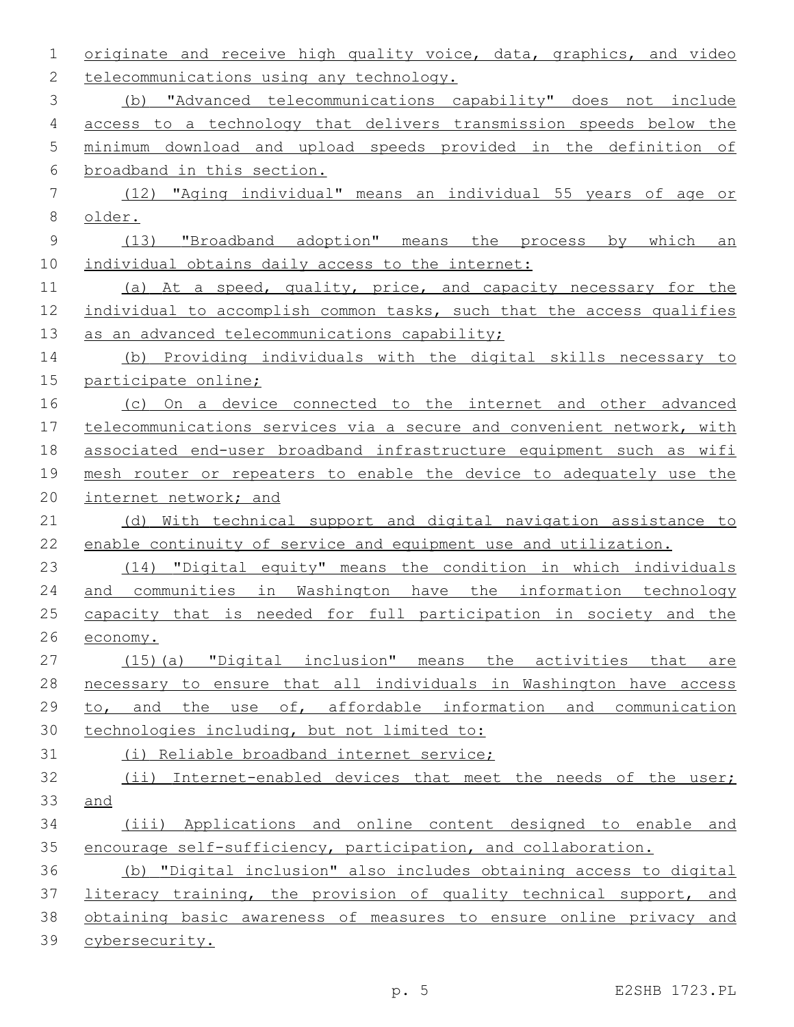originate and receive high quality voice, data, graphics, and video telecommunications using any technology.

(b) "Advanced telecommunications capability" does not include access to a technology that delivers transmission speeds below the minimum download and upload speeds provided in the definition of broadband in this section.

(12) "Aging individual" means an individual 55 years of age or older.

(13) "Broadband adoption" means the process by which an individual obtains daily access to the internet:

(a) At a speed, quality, price, and capacity necessary for the individual to accomplish common tasks, such that the access qualifies as an advanced telecommunications capability;

(b) Providing individuals with the digital skills necessary to participate online;

(c) On a device connected to the internet and other advanced telecommunications services via a secure and convenient network, with associated end-user broadband infrastructure equipment such as wifi mesh router or repeaters to enable the device to adequately use the internet network; and

(d) With technical support and digital navigation assistance to enable continuity of service and equipment use and utilization.

(14) "Digital equity" means the condition in which individuals and communities in Washington have the information technology capacity that is needed for full participation in society and the economy.

(15)(a) "Digital inclusion" means the activities that are necessary to ensure that all individuals in Washington have access to, and the use of, affordable information and communication technologies including, but not limited to:

(i) Reliable broadband internet service;

(ii) Internet-enabled devices that meet the needs of the user; and

(iii) Applications and online content designed to enable and encourage self-sufficiency, participation, and collaboration.

(b) "Digital inclusion" also includes obtaining access to digital literacy training, the provision of quality technical support, and obtaining basic awareness of measures to ensure online privacy and cybersecurity.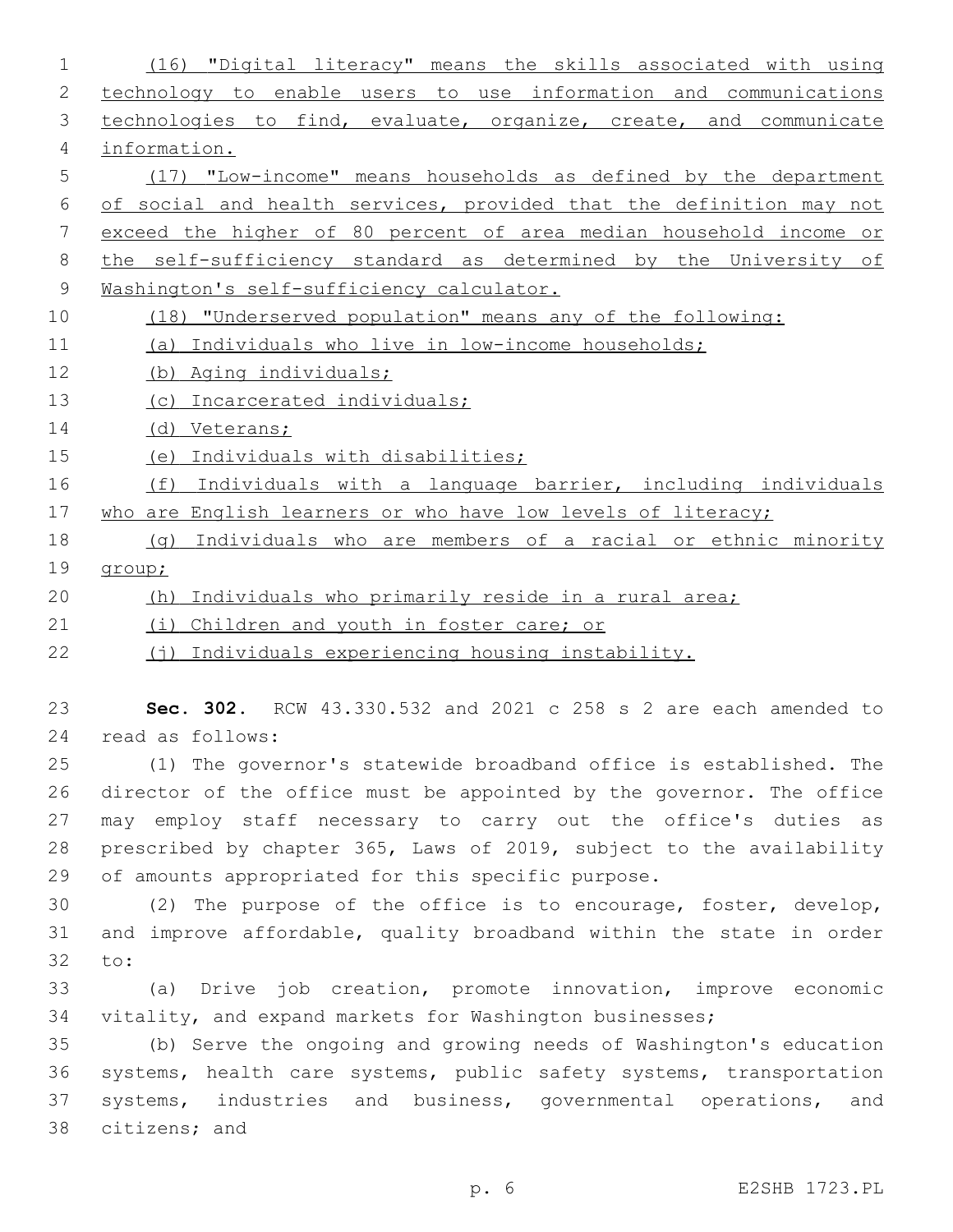(16) "Digital literacy" means the skills associated with using technology to enable users to use information and communications technologies to find, evaluate, organize, create, and communicate information.

(17) "Low-income" means households as defined by the department of social and health services, provided that the definition may not exceed the higher of 80 percent of area median household income or the self-sufficiency standard as determined by the University of Washington's self-sufficiency calculator.

(18) "Underserved population" means any of the following:

(a) Individuals who live in low-income households;

(b) Aging individuals;

(c) Incarcerated individuals;

(d) Veterans;

(e) Individuals with disabilities;

(f) Individuals with a language barrier, including individuals who are English learners or who have low levels of literacy;

(g) Individuals who are members of a racial or ethnic minority group;

(h) Individuals who primarily reside in a rural area;

(i) Children and youth in foster care; or

(j) Individuals experiencing housing instability.

**Sec. 302.** RCW 43.330.532 and 2021 c 258 s 2 are each amended to read as follows:

(1) The governor's statewide broadband office is established. The director of the office must be appointed by the governor. The office may employ staff necessary to carry out the office's duties as prescribed by chapter 365, Laws of 2019, subject to the availability of amounts appropriated for this specific purpose.

(2) The purpose of the office is to encourage, foster, develop, and improve affordable, quality broadband within the state in order to:

(a) Drive job creation, promote innovation, improve economic vitality, and expand markets for Washington businesses;

(b) Serve the ongoing and growing needs of Washington's education systems, health care systems, public safety systems, transportation systems, industries and business, governmental operations, and citizens; and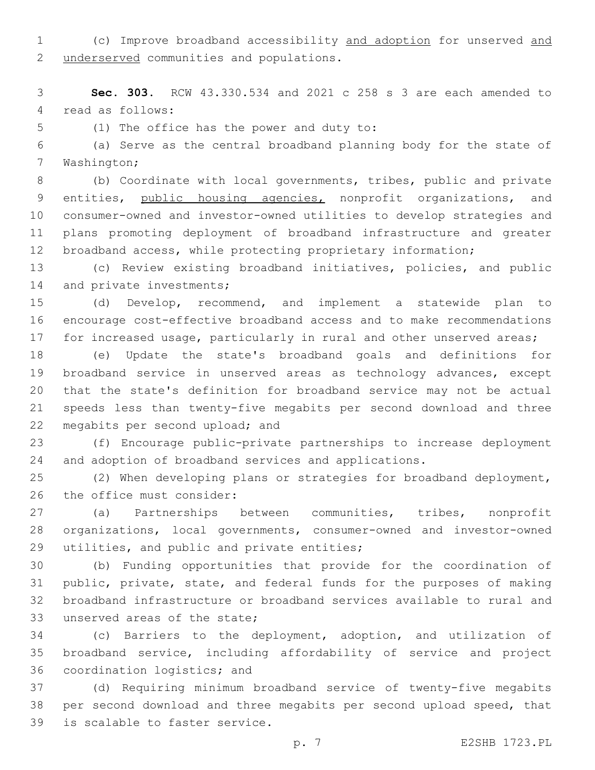(c) Improve broadband accessibility <u>and adoption</u> for unserved <u>and underserved</u> communities and populations.

**Sec. 303.** RCW 43.330.534 and 2021 c 258 s 3 are each amended to read as follows:

(1) The office has the power and duty to:

(a) Serve as the central broadband planning body for the state of Washington;

(b) Coordinate with local governments, tribes, public and private entities, <u>public housing agencies,</u> nonprofit organizations, and consumer-owned and investor-owned utilities to develop strategies and plans promoting deployment of broadband infrastructure and greater broadband access, while protecting proprietary information;

(c) Review existing broadband initiatives, policies, and public and private investments;

(d) Develop, recommend, and implement a statewide plan to encourage cost-effective broadband access and to make recommendations for increased usage, particularly in rural and other unserved areas;

(e) Update the state's broadband goals and definitions for broadband service in unserved areas as technology advances, except that the state's definition for broadband service may not be actual speeds less than twenty-five megabits per second download and three megabits per second upload; and

(f) Encourage public-private partnerships to increase deployment and adoption of broadband services and applications.

(2) When developing plans or strategies for broadband deployment, the office must consider:

(a) Partnerships between communities, tribes, nonprofit organizations, local governments, consumer-owned and investor-owned utilities, and public and private entities;

(b) Funding opportunities that provide for the coordination of public, private, state, and federal funds for the purposes of making broadband infrastructure or broadband services available to rural and unserved areas of the state;

(c) Barriers to the deployment, adoption, and utilization of broadband service, including affordability of service and project coordination logistics; and

(d) Requiring minimum broadband service of twenty-five megabits per second download and three megabits per second upload speed, that is scalable to faster service.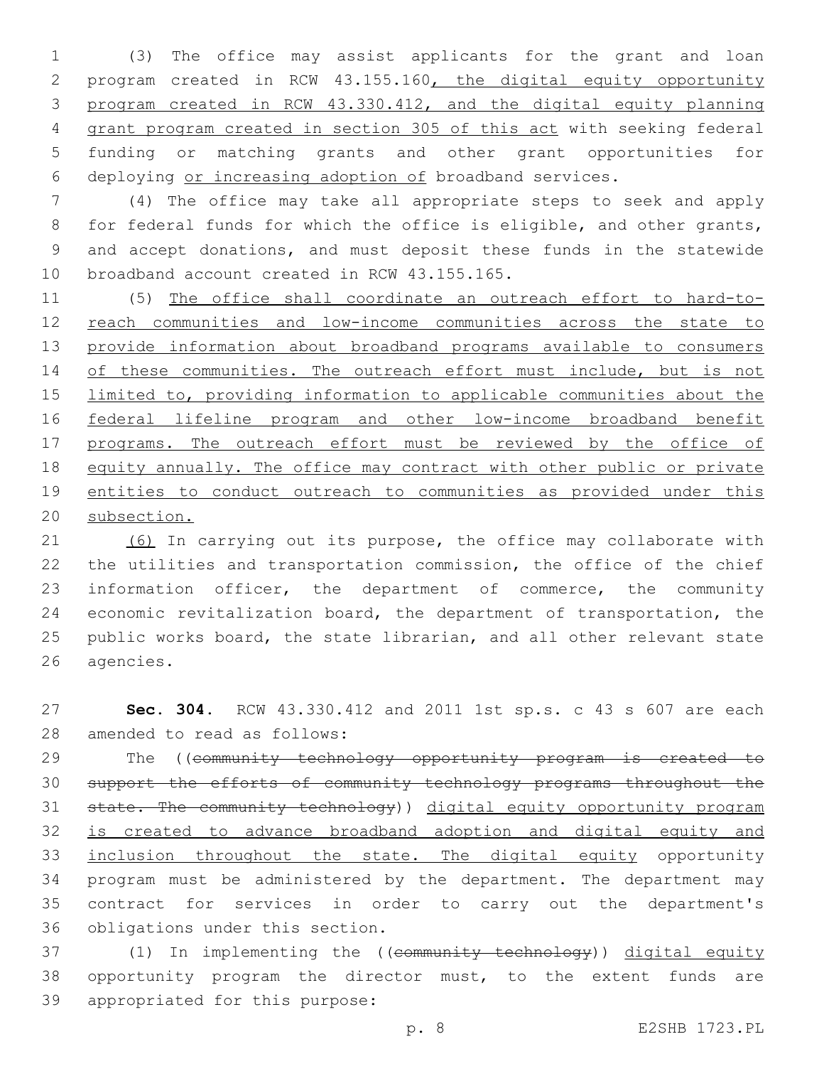(3) The office may assist applicants for the grant and loan program created in RCW 43.155.160, the digital equity opportunity program created in RCW 43.330.412, and the digital equity planning grant program created in section 305 of this act with seeking federal funding or matching grants and other grant opportunities for deploying or increasing adoption of broadband services.

(4) The office may take all appropriate steps to seek and apply for federal funds for which the office is eligible, and other grants, and accept donations, and must deposit these funds in the statewide broadband account created in RCW 43.155.165.

(5) The office shall coordinate an outreach effort to hard-to-reach communities and low-income communities across the state to provide information about broadband programs available to consumers of these communities. The outreach effort must include, but is not limited to, providing information to applicable communities about the federal lifeline program and other low-income broadband benefit programs. The outreach effort must be reviewed by the office of equity annually. The office may contract with other public or private entities to conduct outreach to communities as provided under this subsection.

(6) In carrying out its purpose, the office may collaborate with the utilities and transportation commission, the office of the chief information officer, the department of commerce, the community economic revitalization board, the department of transportation, the public works board, the state librarian, and all other relevant state agencies.

**Sec. 304.** RCW 43.330.412 and 2011 1st sp.s. c 43 s 607 are each amended to read as follows:

The ((community technology opportunity program is created to support the efforts of community technology programs throughout the state. The community technology)) digital equity opportunity program is created to advance broadband adoption and digital equity and inclusion throughout the state. The digital equity opportunity program must be administered by the department. The department may contract for services in order to carry out the department's obligations under this section.

(1) In implementing the ((community technology)) digital equity opportunity program the director must, to the extent funds are appropriated for this purpose: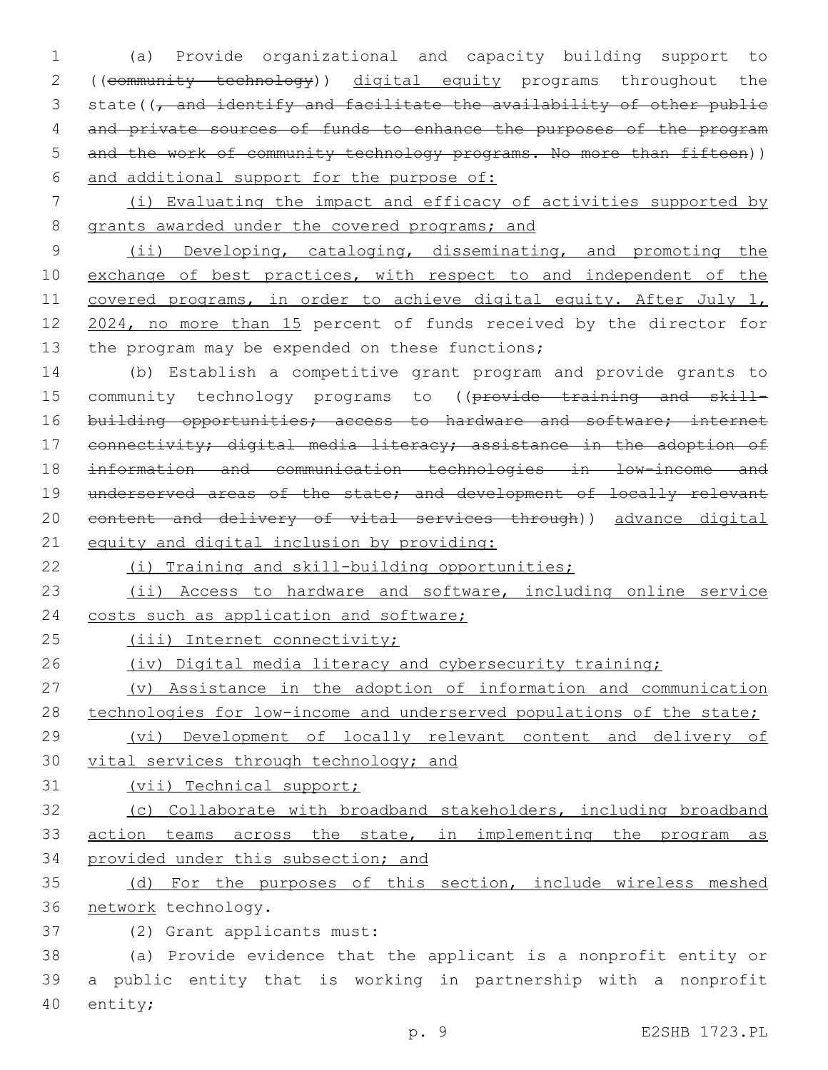(a) Provide organizational and capacity building support to ((~~community technology~~)) digital equity programs throughout the state((~~, and identify and facilitate the availability of other public and private sources of funds to enhance the purposes of the program and the work of community technology programs. No more than fifteen~~)) and additional support for the purpose of:

(i) Evaluating the impact and efficacy of activities supported by grants awarded under the covered programs; and

(ii) Developing, cataloging, disseminating, and promoting the exchange of best practices, with respect to and independent of the covered programs, in order to achieve digital equity. After July 1, 2024, no more than 15 percent of funds received by the director for the program may be expended on these functions;

(b) Establish a competitive grant program and provide grants to community technology programs to ((~~provide training and skill-building opportunities; access to hardware and software; internet connectivity; digital media literacy; assistance in the adoption of information and communication technologies in low-income and underserved areas of the state; and development of locally relevant content and delivery of vital services through~~)) advance digital equity and digital inclusion by providing:

(i) Training and skill-building opportunities;

(ii) Access to hardware and software, including online service costs such as application and software;

(iii) Internet connectivity;

(iv) Digital media literacy and cybersecurity training;

(v) Assistance in the adoption of information and communication technologies for low-income and underserved populations of the state;

(vi) Development of locally relevant content and delivery of vital services through technology; and

(vii) Technical support;

(c) Collaborate with broadband stakeholders, including broadband action teams across the state, in implementing the program as provided under this subsection; and

(d) For the purposes of this section, include wireless meshed network technology.

(2) Grant applicants must:

(a) Provide evidence that the applicant is a nonprofit entity or a public entity that is working in partnership with a nonprofit entity;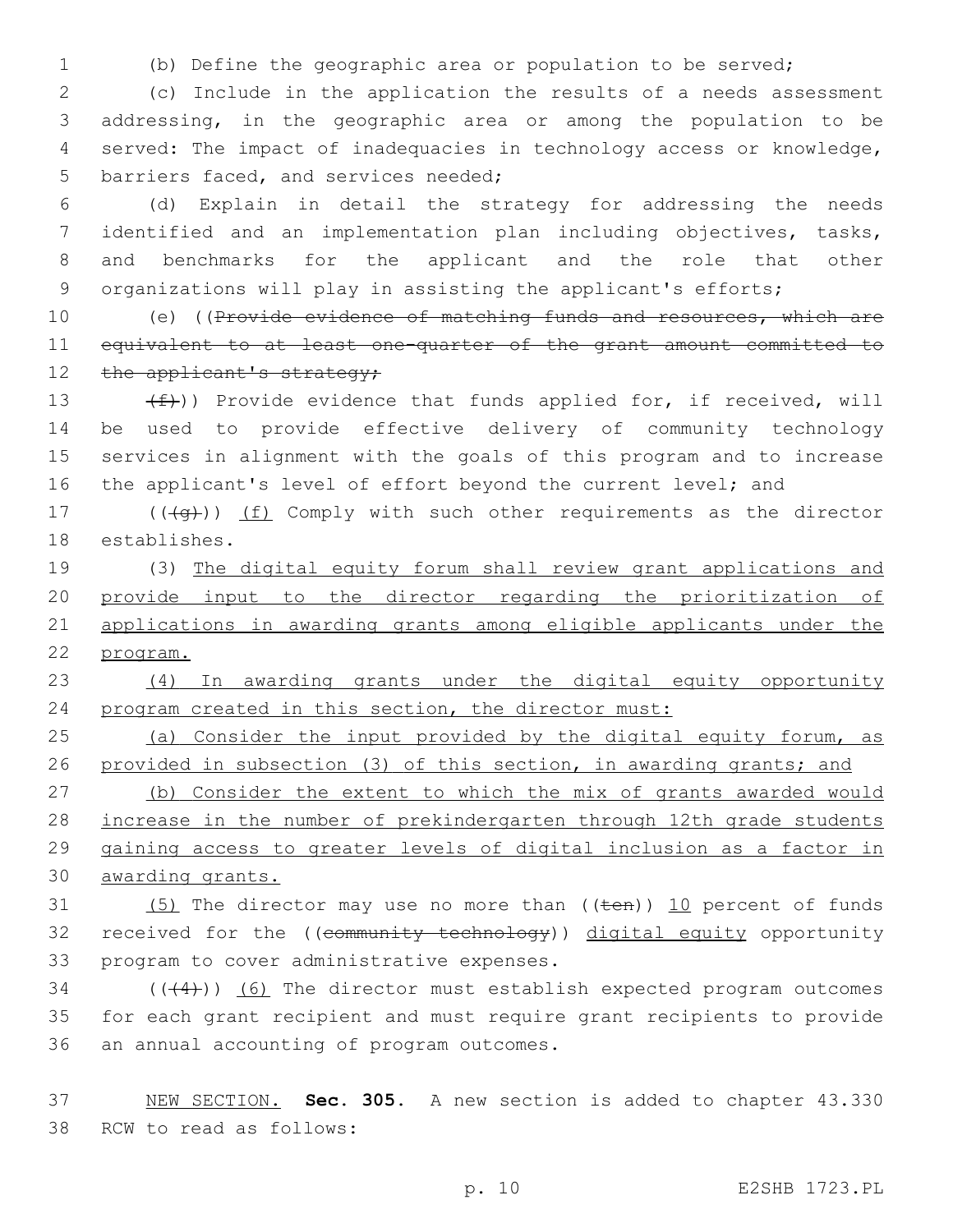(b) Define the geographic area or population to be served;

(c) Include in the application the results of a needs assessment addressing, in the geographic area or among the population to be served: The impact of inadequacies in technology access or knowledge, barriers faced, and services needed;

(d) Explain in detail the strategy for addressing the needs identified and an implementation plan including objectives, tasks, and benchmarks for the applicant and the role that other organizations will play in assisting the applicant's efforts;

(e) ((~~Provide evidence of matching funds and resources, which are equivalent to at least one-quarter of the grant amount committed to the applicant's strategy;~~

~~(f)~~)) Provide evidence that funds applied for, if received, will be used to provide effective delivery of community technology services in alignment with the goals of this program and to increase the applicant's level of effort beyond the current level; and

((~~(g)~~)) <u>(f)</u> Comply with such other requirements as the director establishes.

(3) <u>The digital equity forum shall review grant applications and provide input to the director regarding the prioritization of applications in awarding grants among eligible applicants under the program.</u>

<u>(4) In awarding grants under the digital equity opportunity program created in this section, the director must:</u>

<u>(a) Consider the input provided by the digital equity forum, as provided in subsection (3) of this section, in awarding grants; and</u>

<u>(b) Consider the extent to which the mix of grants awarded would increase in the number of prekindergarten through 12th grade students gaining access to greater levels of digital inclusion as a factor in awarding grants.</u>

<u>(5)</u> The director may use no more than ((~~ten~~)) <u>10</u> percent of funds received for the ((~~community technology~~)) <u>digital equity</u> opportunity program to cover administrative expenses.

((~~(4)~~)) <u>(6)</u> The director must establish expected program outcomes for each grant recipient and must require grant recipients to provide an annual accounting of program outcomes.

<u>NEW SECTION.</u> **Sec. 305.** A new section is added to chapter 43.330 RCW to read as follows: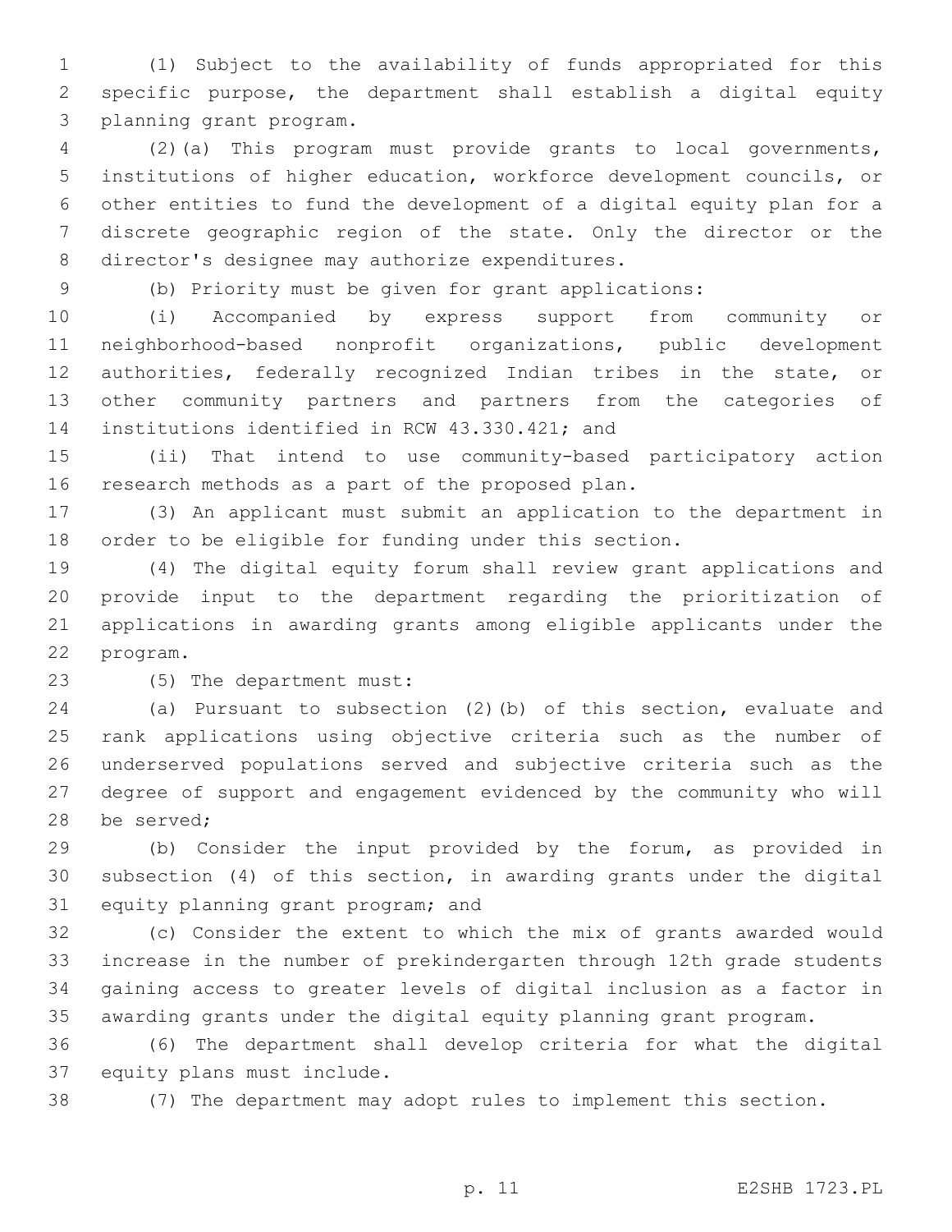(1) Subject to the availability of funds appropriated for this specific purpose, the department shall establish a digital equity planning grant program.

(2)(a) This program must provide grants to local governments, institutions of higher education, workforce development councils, or other entities to fund the development of a digital equity plan for a discrete geographic region of the state. Only the director or the director's designee may authorize expenditures.

(b) Priority must be given for grant applications:

(i) Accompanied by express support from community or neighborhood-based nonprofit organizations, public development authorities, federally recognized Indian tribes in the state, or other community partners and partners from the categories of institutions identified in RCW 43.330.421; and

(ii) That intend to use community-based participatory action research methods as a part of the proposed plan.

(3) An applicant must submit an application to the department in order to be eligible for funding under this section.

(4) The digital equity forum shall review grant applications and provide input to the department regarding the prioritization of applications in awarding grants among eligible applicants under the program.

(5) The department must:

(a) Pursuant to subsection (2)(b) of this section, evaluate and rank applications using objective criteria such as the number of underserved populations served and subjective criteria such as the degree of support and engagement evidenced by the community who will be served;

(b) Consider the input provided by the forum, as provided in subsection (4) of this section, in awarding grants under the digital equity planning grant program; and

(c) Consider the extent to which the mix of grants awarded would increase in the number of prekindergarten through 12th grade students gaining access to greater levels of digital inclusion as a factor in awarding grants under the digital equity planning grant program.

(6) The department shall develop criteria for what the digital equity plans must include.

(7) The department may adopt rules to implement this section.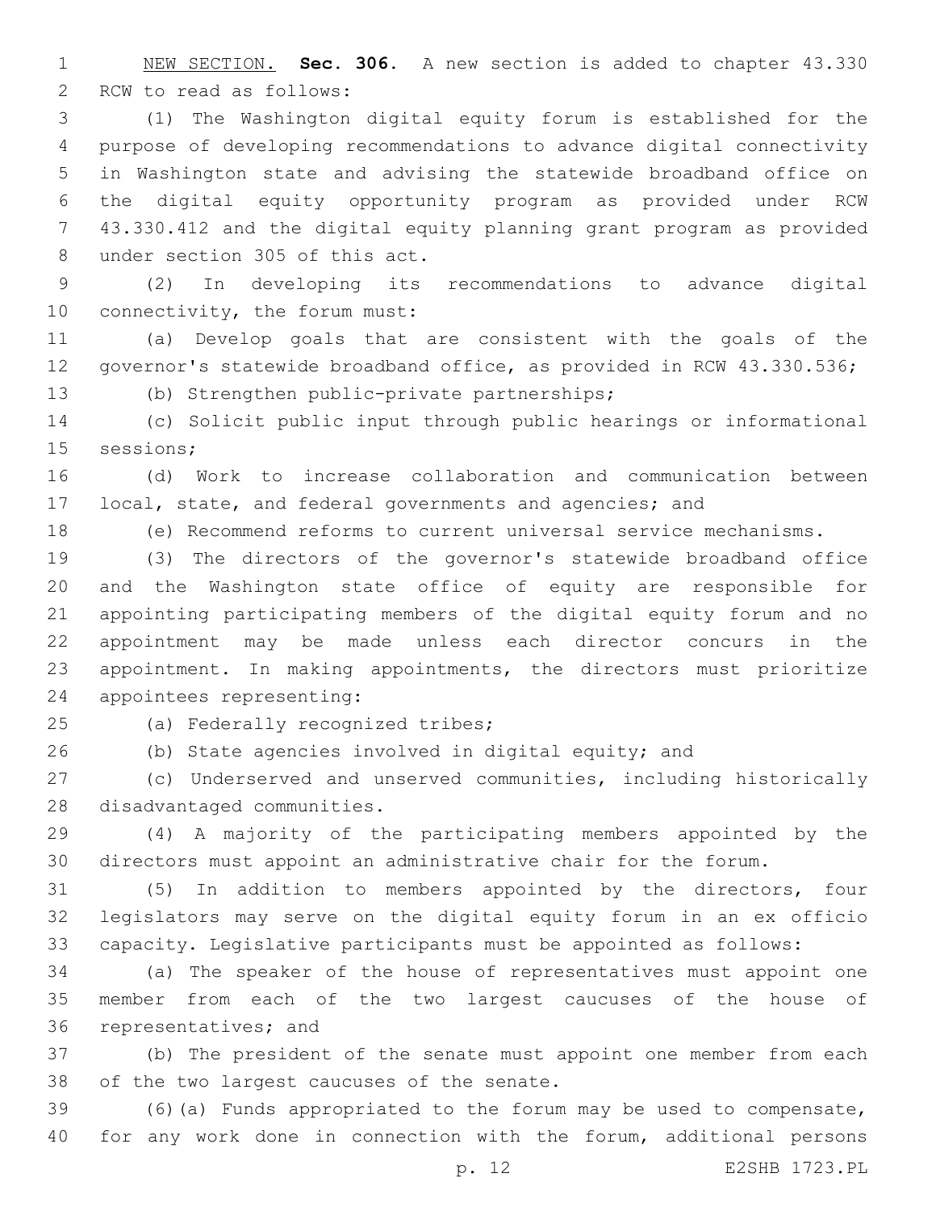NEW SECTION. **Sec. 306.** A new section is added to chapter 43.330 RCW to read as follows:

(1) The Washington digital equity forum is established for the purpose of developing recommendations to advance digital connectivity in Washington state and advising the statewide broadband office on the digital equity opportunity program as provided under RCW 43.330.412 and the digital equity planning grant program as provided under section 305 of this act.

(2) In developing its recommendations to advance digital connectivity, the forum must:

(a) Develop goals that are consistent with the goals of the governor's statewide broadband office, as provided in RCW 43.330.536;

(b) Strengthen public-private partnerships;

(c) Solicit public input through public hearings or informational sessions;

(d) Work to increase collaboration and communication between local, state, and federal governments and agencies; and

(e) Recommend reforms to current universal service mechanisms.

(3) The directors of the governor's statewide broadband office and the Washington state office of equity are responsible for appointing participating members of the digital equity forum and no appointment may be made unless each director concurs in the appointment. In making appointments, the directors must prioritize appointees representing:

(a) Federally recognized tribes;

(b) State agencies involved in digital equity; and

(c) Underserved and unserved communities, including historically disadvantaged communities.

(4) A majority of the participating members appointed by the directors must appoint an administrative chair for the forum.

(5) In addition to members appointed by the directors, four legislators may serve on the digital equity forum in an ex officio capacity. Legislative participants must be appointed as follows:

(a) The speaker of the house of representatives must appoint one member from each of the two largest caucuses of the house of representatives; and

(b) The president of the senate must appoint one member from each of the two largest caucuses of the senate.

(6)(a) Funds appropriated to the forum may be used to compensate, for any work done in connection with the forum, additional persons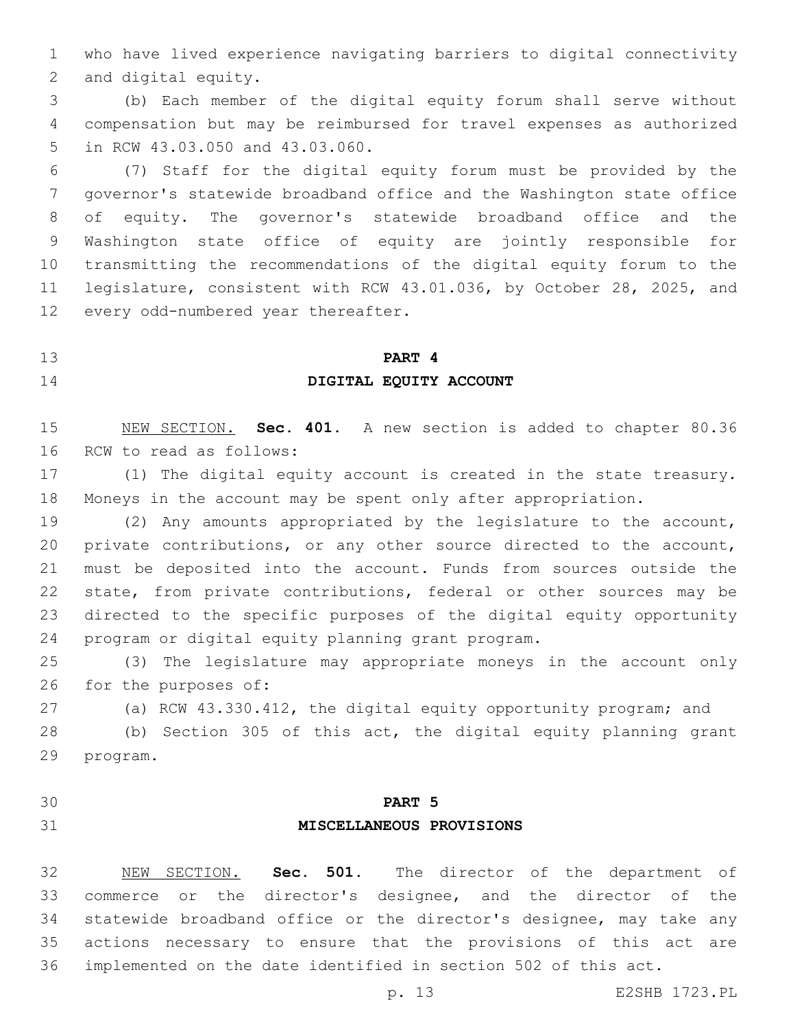who have lived experience navigating barriers to digital connectivity and digital equity.

(b) Each member of the digital equity forum shall serve without compensation but may be reimbursed for travel expenses as authorized in RCW 43.03.050 and 43.03.060.

(7) Staff for the digital equity forum must be provided by the governor's statewide broadband office and the Washington state office of equity. The governor's statewide broadband office and the Washington state office of equity are jointly responsible for transmitting the recommendations of the digital equity forum to the legislature, consistent with RCW 43.01.036, by October 28, 2025, and every odd-numbered year thereafter.

## PART 4
## DIGITAL EQUITY ACCOUNT

NEW SECTION. **Sec. 401.** A new section is added to chapter 80.36 RCW to read as follows:

(1) The digital equity account is created in the state treasury. Moneys in the account may be spent only after appropriation.

(2) Any amounts appropriated by the legislature to the account, private contributions, or any other source directed to the account, must be deposited into the account. Funds from sources outside the state, from private contributions, federal or other sources may be directed to the specific purposes of the digital equity opportunity program or digital equity planning grant program.

(3) The legislature may appropriate moneys in the account only for the purposes of:

(a) RCW 43.330.412, the digital equity opportunity program; and

(b) Section 305 of this act, the digital equity planning grant program.

## PART 5
## MISCELLANEOUS PROVISIONS

NEW SECTION. **Sec. 501.** The director of the department of commerce or the director's designee, and the director of the statewide broadband office or the director's designee, may take any actions necessary to ensure that the provisions of this act are implemented on the date identified in section 502 of this act.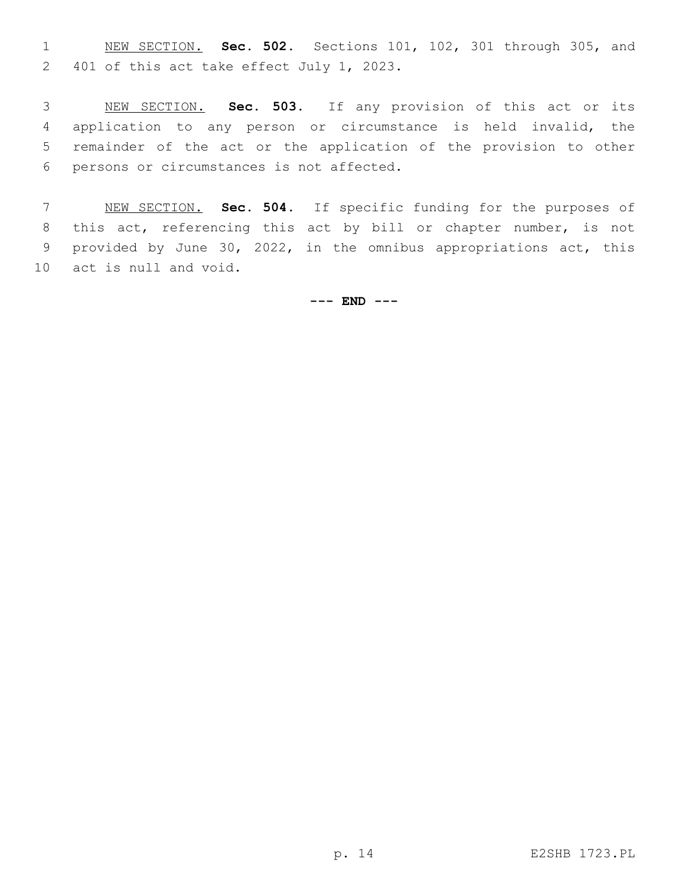NEW SECTION. **Sec. 502.** Sections 101, 102, 301 through 305, and 401 of this act take effect July 1, 2023.

NEW SECTION. **Sec. 503.** If any provision of this act or its application to any person or circumstance is held invalid, the remainder of the act or the application of the provision to other persons or circumstances is not affected.

NEW SECTION. **Sec. 504.** If specific funding for the purposes of this act, referencing this act by bill or chapter number, is not provided by June 30, 2022, in the omnibus appropriations act, this act is null and void.

**--- END ---**